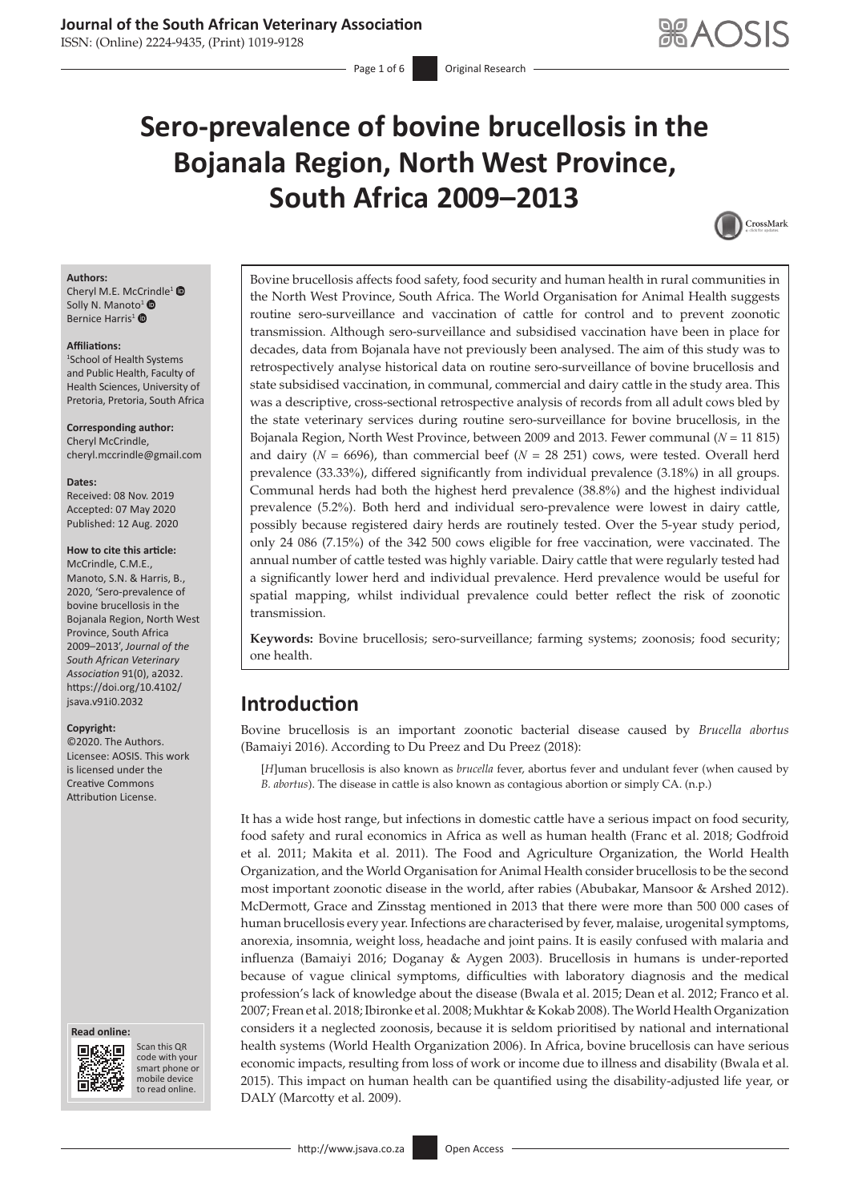# Sero-prevalence of bovine brucellosis in the Bojanala Region, North West Province, South Africa 2009–2013

**Authors:**
Cheryl M.E. McCrindle[1]
Solly N. Manoto[1]
Bernice Harris[1]

**Affiliations:**
[1]School of Health Systems and Public Health, Faculty of Health Sciences, University of Pretoria, Pretoria, South Africa

**Corresponding author:**
Cheryl McCrindle,
cheryl.mccrindle@gmail.com

**Dates:**
Received: 08 Nov. 2019
Accepted: 07 May 2020
Published: 12 Aug. 2020

**How to cite this article:**
McCrindle, C.M.E., Manoto, S.N. & Harris, B., 2020, 'Sero-prevalence of bovine brucellosis in the Bojanala Region, North West Province, South Africa 2009–2013', *Journal of the South African Veterinary Association* 91(0), a2032. https://doi.org/10.4102/jsava.v91i0.2032

**Copyright:**
©2020. The Authors. Licensee: AOSIS. This work is licensed under the Creative Commons Attribution License.

Bovine brucellosis affects food safety, food security and human health in rural communities in the North West Province, South Africa. The World Organisation for Animal Health suggests routine sero-surveillance and vaccination of cattle for control and to prevent zoonotic transmission. Although sero-surveillance and subsidised vaccination have been in place for decades, data from Bojanala have not previously been analysed. The aim of this study was to retrospectively analyse historical data on routine sero-surveillance of bovine brucellosis and state subsidised vaccination, in communal, commercial and dairy cattle in the study area. This was a descriptive, cross-sectional retrospective analysis of records from all adult cows bled by the state veterinary services during routine sero-surveillance for bovine brucellosis, in the Bojanala Region, North West Province, between 2009 and 2013. Fewer communal ($N$ = 11 815) and dairy ($N$ = 6696), than commercial beef ($N$ = 28 251) cows, were tested. Overall herd prevalence (33.33%), differed significantly from individual prevalence (3.18%) in all groups. Communal herds had both the highest herd prevalence (38.8%) and the highest individual prevalence (5.2%). Both herd and individual sero-prevalence were lowest in dairy cattle, possibly because registered dairy herds are routinely tested. Over the 5-year study period, only 24 086 (7.15%) of the 342 500 cows eligible for free vaccination, were vaccinated. The annual number of cattle tested was highly variable. Dairy cattle that were regularly tested had a significantly lower herd and individual prevalence. Herd prevalence would be useful for spatial mapping, whilst individual prevalence could better reflect the risk of zoonotic transmission.

**Keywords:** Bovine brucellosis; sero-surveillance; farming systems; zoonosis; food security; one health.

## Introduction

Bovine brucellosis is an important zoonotic bacterial disease caused by *Brucella abortus* (Bamaiyi 2016). According to Du Preez and Du Preez (2018):

> [*H*]uman brucellosis is also known as *brucella* fever, abortus fever and undulant fever (when caused by *B. abortus*). The disease in cattle is also known as contagious abortion or simply CA. (n.p.)

It has a wide host range, but infections in domestic cattle have a serious impact on food security, food safety and rural economics in Africa as well as human health (Franc et al. 2018; Godfroid et al. 2011; Makita et al. 2011). The Food and Agriculture Organization, the World Health Organization, and the World Organisation for Animal Health consider brucellosis to be the second most important zoonotic disease in the world, after rabies (Abubakar, Mansoor & Arshed 2012). McDermott, Grace and Zinsstag mentioned in 2013 that there were more than 500 000 cases of human brucellosis every year. Infections are characterised by fever, malaise, urogenital symptoms, anorexia, insomnia, weight loss, headache and joint pains. It is easily confused with malaria and influenza (Bamaiyi 2016; Doganay & Aygen 2003). Brucellosis in humans is under-reported because of vague clinical symptoms, difficulties with laboratory diagnosis and the medical profession's lack of knowledge about the disease (Bwala et al. 2015; Dean et al. 2012; Franco et al. 2007; Frean et al. 2018; Ibironke et al. 2008; Mukhtar & Kokab 2008). The World Health Organization considers it a neglected zoonosis, because it is seldom prioritised by national and international health systems (World Health Organization 2006). In Africa, bovine brucellosis can have serious economic impacts, resulting from loss of work or income due to illness and disability (Bwala et al. 2015). This impact on human health can be quantified using the disability-adjusted life year, or DALY (Marcotty et al. 2009).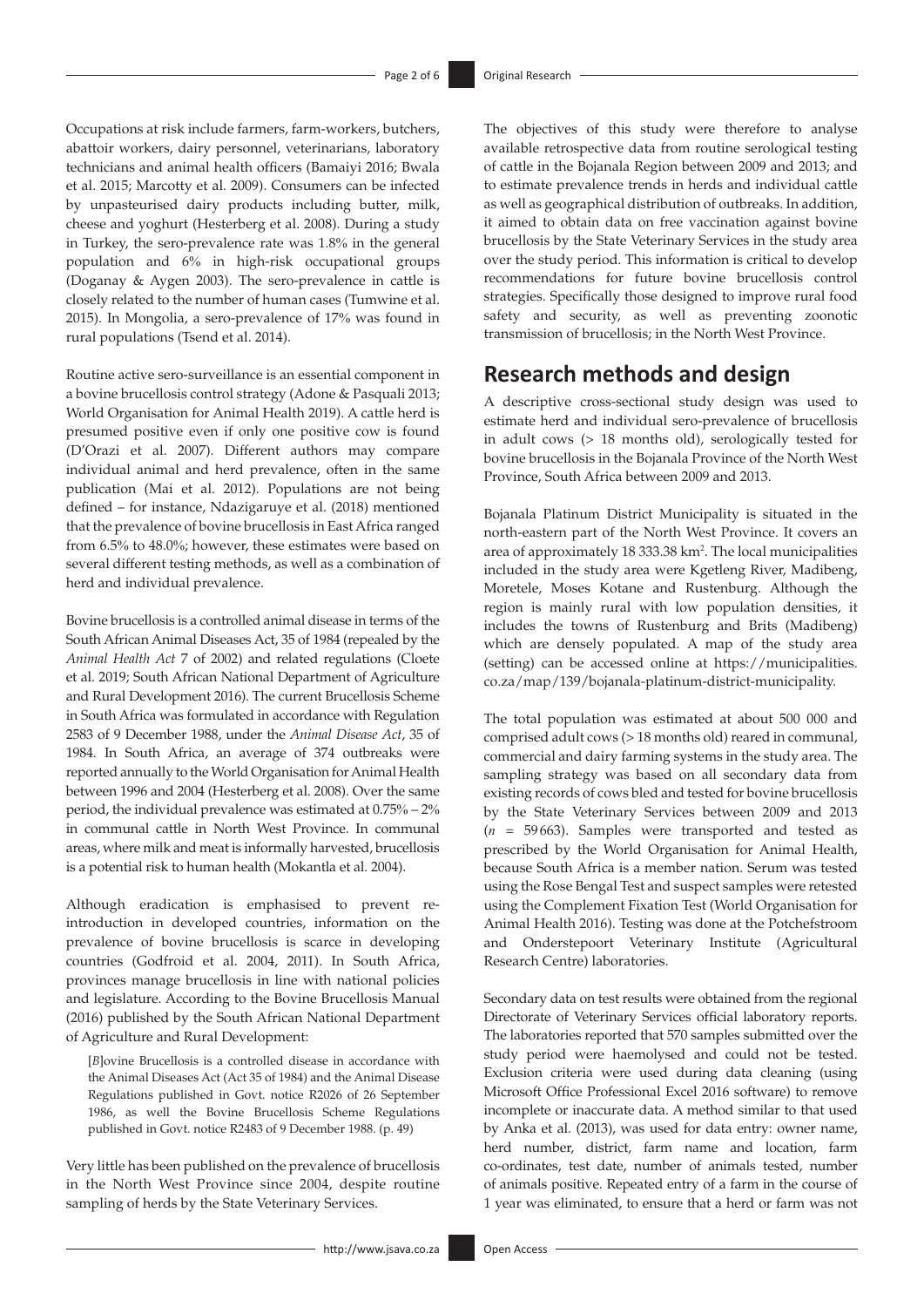Occupations at risk include farmers, farm-workers, butchers, abattoir workers, dairy personnel, veterinarians, laboratory technicians and animal health officers (Bamaiyi 2016; Bwala et al. 2015; Marcotty et al. 2009). Consumers can be infected by unpasteurised dairy products including butter, milk, cheese and yoghurt (Hesterberg et al. 2008). During a study in Turkey, the sero-prevalence rate was 1.8% in the general population and 6% in high-risk occupational groups (Doganay & Aygen 2003). The sero-prevalence in cattle is closely related to the number of human cases (Tumwine et al. 2015). In Mongolia, a sero-prevalence of 17% was found in rural populations (Tsend et al. 2014).

Routine active sero-surveillance is an essential component in a bovine brucellosis control strategy (Adone & Pasquali 2013; World Organisation for Animal Health 2019). A cattle herd is presumed positive even if only one positive cow is found (D'Orazi et al. 2007). Different authors may compare individual animal and herd prevalence, often in the same publication (Mai et al. 2012). Populations are not being defined – for instance, Ndazigaruye et al. (2018) mentioned that the prevalence of bovine brucellosis in East Africa ranged from 6.5% to 48.0%; however, these estimates were based on several different testing methods, as well as a combination of herd and individual prevalence.

Bovine brucellosis is a controlled animal disease in terms of the South African Animal Diseases Act, 35 of 1984 (repealed by the *Animal Health Act* 7 of 2002) and related regulations (Cloete et al. 2019; South African National Department of Agriculture and Rural Development 2016). The current Brucellosis Scheme in South Africa was formulated in accordance with Regulation 2583 of 9 December 1988, under the *Animal Disease Act*, 35 of 1984. In South Africa, an average of 374 outbreaks were reported annually to the World Organisation for Animal Health between 1996 and 2004 (Hesterberg et al. 2008). Over the same period, the individual prevalence was estimated at 0.75% – 2% in communal cattle in North West Province. In communal areas, where milk and meat is informally harvested, brucellosis is a potential risk to human health (Mokantla et al. 2004).

Although eradication is emphasised to prevent re-introduction in developed countries, information on the prevalence of bovine brucellosis is scarce in developing countries (Godfroid et al. 2004, 2011). In South Africa, provinces manage brucellosis in line with national policies and legislature. According to the Bovine Brucellosis Manual (2016) published by the South African National Department of Agriculture and Rural Development:

> [*B*]ovine Brucellosis is a controlled disease in accordance with the Animal Diseases Act (Act 35 of 1984) and the Animal Disease Regulations published in Govt. notice R2026 of 26 September 1986, as well the Bovine Brucellosis Scheme Regulations published in Govt. notice R2483 of 9 December 1988. (p. 49)

Very little has been published on the prevalence of brucellosis in the North West Province since 2004, despite routine sampling of herds by the State Veterinary Services.

The objectives of this study were therefore to analyse available retrospective data from routine serological testing of cattle in the Bojanala Region between 2009 and 2013; and to estimate prevalence trends in herds and individual cattle as well as geographical distribution of outbreaks. In addition, it aimed to obtain data on free vaccination against bovine brucellosis by the State Veterinary Services in the study area over the study period. This information is critical to develop recommendations for future bovine brucellosis control strategies. Specifically those designed to improve rural food safety and security, as well as preventing zoonotic transmission of brucellosis; in the North West Province.

## Research methods and design

A descriptive cross-sectional study design was used to estimate herd and individual sero-prevalence of brucellosis in adult cows (> 18 months old), serologically tested for bovine brucellosis in the Bojanala Province of the North West Province, South Africa between 2009 and 2013.

Bojanala Platinum District Municipality is situated in the north-eastern part of the North West Province. It covers an area of approximately 18 333.38 km$^2$. The local municipalities included in the study area were Kgetleng River, Madibeng, Moretele, Moses Kotane and Rustenburg. Although the region is mainly rural with low population densities, it includes the towns of Rustenburg and Brits (Madibeng) which are densely populated. A map of the study area (setting) can be accessed online at https://municipalities.co.za/map/139/bojanala-platinum-district-municipality.

The total population was estimated at about 500 000 and comprised adult cows (> 18 months old) reared in communal, commercial and dairy farming systems in the study area. The sampling strategy was based on all secondary data from existing records of cows bled and tested for bovine brucellosis by the State Veterinary Services between 2009 and 2013 ($n$ = 59 663). Samples were transported and tested as prescribed by the World Organisation for Animal Health, because South Africa is a member nation. Serum was tested using the Rose Bengal Test and suspect samples were retested using the Complement Fixation Test (World Organisation for Animal Health 2016). Testing was done at the Potchefstroom and Onderstepoort Veterinary Institute (Agricultural Research Centre) laboratories.

Secondary data on test results were obtained from the regional Directorate of Veterinary Services official laboratory reports. The laboratories reported that 570 samples submitted over the study period were haemolysed and could not be tested. Exclusion criteria were used during data cleaning (using Microsoft Office Professional Excel 2016 software) to remove incomplete or inaccurate data. A method similar to that used by Anka et al. (2013), was used for data entry: owner name, herd number, district, farm name and location, farm co-ordinates, test date, number of animals tested, number of animals positive. Repeated entry of a farm in the course of 1 year was eliminated, to ensure that a herd or farm was not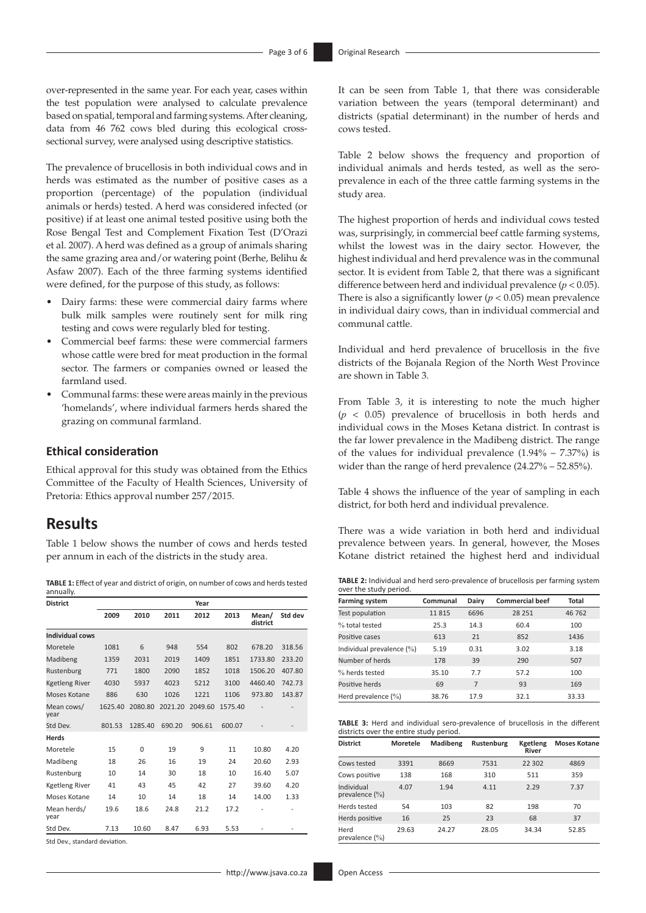over-represented in the same year. For each year, cases within the test population were analysed to calculate prevalence based on spatial, temporal and farming systems. After cleaning, data from 46 762 cows bled during this ecological cross-sectional survey, were analysed using descriptive statistics.

The prevalence of brucellosis in both individual cows and in herds was estimated as the number of positive cases as a proportion (percentage) of the population (individual animals or herds) tested. A herd was considered infected (or positive) if at least one animal tested positive using both the Rose Bengal Test and Complement Fixation Test (D'Orazi et al. 2007). A herd was defined as a group of animals sharing the same grazing area and/or watering point (Berhe, Belihu & Asfaw 2007). Each of the three farming systems identified were defined, for the purpose of this study, as follows:

- Dairy farms: these were commercial dairy farms where bulk milk samples were routinely sent for milk ring testing and cows were regularly bled for testing.
- Commercial beef farms: these were commercial farmers whose cattle were bred for meat production in the formal sector. The farmers or companies owned or leased the farmland used.
- Communal farms: these were areas mainly in the previous 'homelands', where individual farmers herds shared the grazing on communal farmland.

### Ethical consideration

Ethical approval for this study was obtained from the Ethics Committee of the Faculty of Health Sciences, University of Pretoria: Ethics approval number 257/2015.

## Results

Table 1 below shows the number of cows and herds tested per annum in each of the districts in the study area.

**TABLE 1:** Effect of year and district of origin, on number of cows and herds tested annually.

| District | Year | | | | | | |
|---|---|---|---|---|---|---|---|
| | 2009 | 2010 | 2011 | 2012 | 2013 | Mean/district | Std dev |
| **Individual cows** | | | | | | | |
| Moretele | 1081 | 6 | 948 | 554 | 802 | 678.20 | 318.56 |
| Madibeng | 1359 | 2031 | 2019 | 1409 | 1851 | 1733.80 | 233.20 |
| Rustenburg | 771 | 1800 | 2090 | 1852 | 1018 | 1506.20 | 407.80 |
| Kgetleng River | 4030 | 5937 | 4023 | 5212 | 3100 | 4460.40 | 742.73 |
| Moses Kotane | 886 | 630 | 1026 | 1221 | 1106 | 973.80 | 143.87 |
| Mean cows/year | 1625.40 | 2080.80 | 2021.20 | 2049.60 | 1575.40 | - | - |
| Std Dev. | 801.53 | 1285.40 | 690.20 | 906.61 | 600.07 | - | - |
| **Herds** | | | | | | | |
| Moretele | 15 | 0 | 19 | 9 | 11 | 10.80 | 4.20 |
| Madibeng | 18 | 26 | 16 | 19 | 24 | 20.60 | 2.93 |
| Rustenburg | 10 | 14 | 30 | 18 | 10 | 16.40 | 5.07 |
| Kgetleng River | 41 | 43 | 45 | 42 | 27 | 39.60 | 4.20 |
| Moses Kotane | 14 | 10 | 14 | 18 | 14 | 14.00 | 1.33 |
| Mean herds/year | 19.6 | 18.6 | 24.8 | 21.2 | 17.2 | - | - |
| Std Dev. | 7.13 | 10.60 | 8.47 | 6.93 | 5.53 | - | - |

Std Dev., standard deviation.

It can be seen from Table 1, that there was considerable variation between the years (temporal determinant) and districts (spatial determinant) in the number of herds and cows tested.

Table 2 below shows the frequency and proportion of individual animals and herds tested, as well as the sero-prevalence in each of the three cattle farming systems in the study area.

The highest proportion of herds and individual cows tested was, surprisingly, in commercial beef cattle farming systems, whilst the lowest was in the dairy sector. However, the highest individual and herd prevalence was in the communal sector. It is evident from Table 2, that there was a significant difference between herd and individual prevalence ($p < 0.05$). There is also a significantly lower ($p < 0.05$) mean prevalence in individual dairy cows, than in individual commercial and communal cattle.

Individual and herd prevalence of brucellosis in the five districts of the Bojanala Region of the North West Province are shown in Table 3.

From Table 3, it is interesting to note the much higher ($p < 0.05$) prevalence of brucellosis in both herds and individual cows in the Moses Ketana district. In contrast is the far lower prevalence in the Madibeng district. The range of the values for individual prevalence (1.94% – 7.37%) is wider than the range of herd prevalence (24.27% – 52.85%).

Table 4 shows the influence of the year of sampling in each district, for both herd and individual prevalence.

There was a wide variation in both herd and individual prevalence between years. In general, however, the Moses Kotane district retained the highest herd and individual

**TABLE 2:** Individual and herd sero-prevalence of brucellosis per farming system over the study period.

| Farming system | Communal | Dairy | Commercial beef | Total |
|---|---|---|---|---|
| Test population | 11 815 | 6696 | 28 251 | 46 762 |
| % total tested | 25.3 | 14.3 | 60.4 | 100 |
| Positive cases | 613 | 21 | 852 | 1436 |
| Individual prevalence (%) | 5.19 | 0.31 | 3.02 | 3.18 |
| Number of herds | 178 | 39 | 290 | 507 |
| % herds tested | 35.10 | 7.7 | 57.2 | 100 |
| Positive herds | 69 | 7 | 93 | 169 |
| Herd prevalence (%) | 38.76 | 17.9 | 32.1 | 33.33 |

**TABLE 3:** Herd and individual sero-prevalence of brucellosis in the different districts over the entire study period.

| District | Moretele | Madibeng | Rustenburg | Kgetleng River | Moses Kotane |
|---|---|---|---|---|---|
| Cows tested | 3391 | 8669 | 7531 | 22 302 | 4869 |
| Cows positive | 138 | 168 | 310 | 511 | 359 |
| Individual prevalence (%) | 4.07 | 1.94 | 4.11 | 2.29 | 7.37 |
| Herds tested | 54 | 103 | 82 | 198 | 70 |
| Herds positive | 16 | 25 | 23 | 68 | 37 |
| Herd prevalence (%) | 29.63 | 24.27 | 28.05 | 34.34 | 52.85 |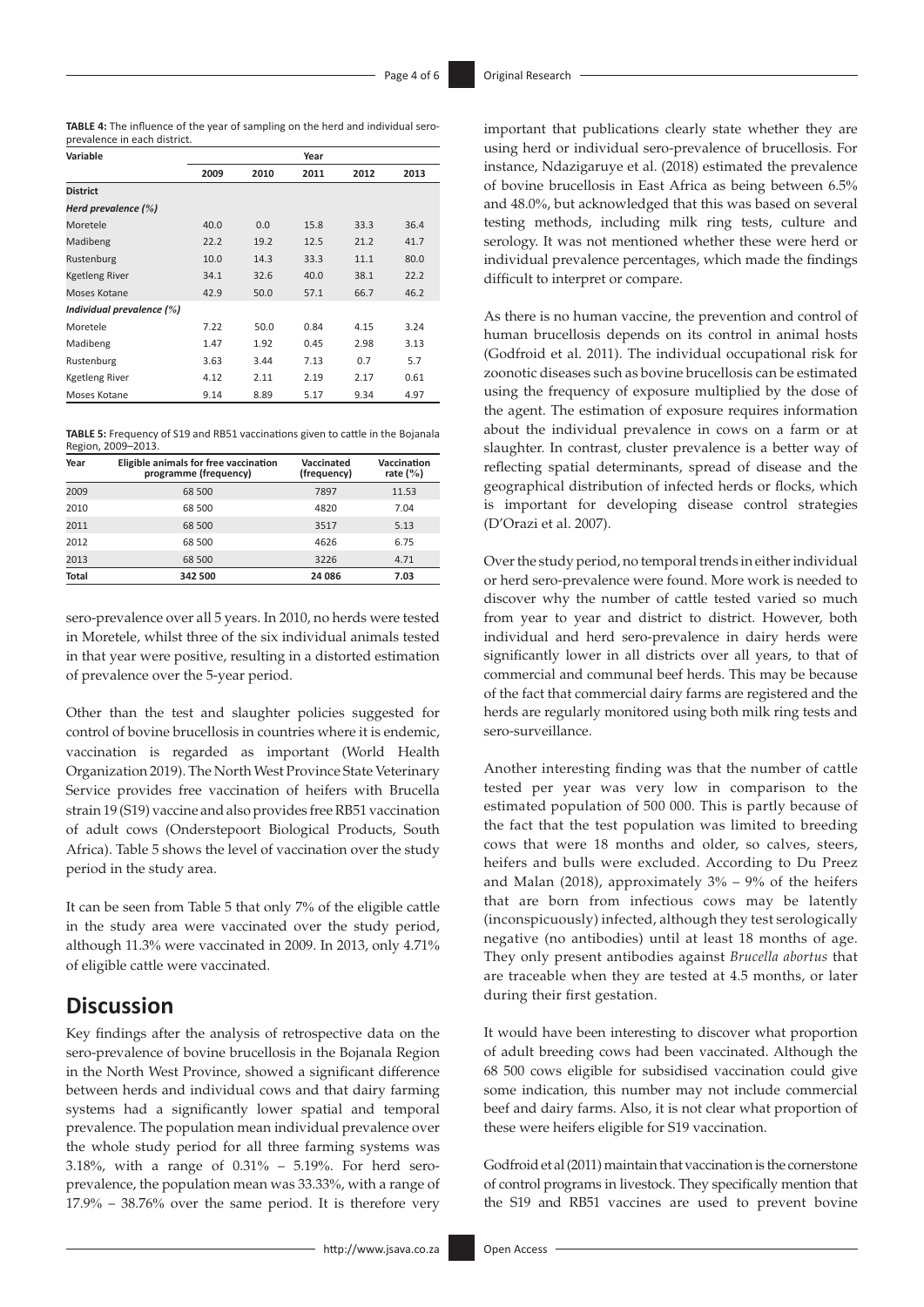**TABLE 4:** The influence of the year of sampling on the herd and individual sero-prevalence in each district.

| Variable | Year | | | | |
|---|---|---|---|---|---|
| | 2009 | 2010 | 2011 | 2012 | 2013 |
| **District** | | | | | |
| ***Herd prevalence (%)*** | | | | | |
| Moretele | 40.0 | 0.0 | 15.8 | 33.3 | 36.4 |
| Madibeng | 22.2 | 19.2 | 12.5 | 21.2 | 41.7 |
| Rustenburg | 10.0 | 14.3 | 33.3 | 11.1 | 80.0 |
| Kgetleng River | 34.1 | 32.6 | 40.0 | 38.1 | 22.2 |
| Moses Kotane | 42.9 | 50.0 | 57.1 | 66.7 | 46.2 |
| ***Individual prevalence (%)*** | | | | | |
| Moretele | 7.22 | 50.0 | 0.84 | 4.15 | 3.24 |
| Madibeng | 1.47 | 1.92 | 0.45 | 2.98 | 3.13 |
| Rustenburg | 3.63 | 3.44 | 7.13 | 0.7 | 5.7 |
| Kgetleng River | 4.12 | 2.11 | 2.19 | 2.17 | 0.61 |
| Moses Kotane | 9.14 | 8.89 | 5.17 | 9.34 | 4.97 |

**TABLE 5:** Frequency of S19 and RB51 vaccinations given to cattle in the Bojanala Region, 2009–2013.

| Year | Eligible animals for free vaccination programme (frequency) | Vaccinated (frequency) | Vaccination rate (%) |
|---|---|---|---|
| 2009 | 68 500 | 7897 | 11.53 |
| 2010 | 68 500 | 4820 | 7.04 |
| 2011 | 68 500 | 3517 | 5.13 |
| 2012 | 68 500 | 4626 | 6.75 |
| 2013 | 68 500 | 3226 | 4.71 |
| **Total** | **342 500** | **24 086** | **7.03** |

sero-prevalence over all 5 years. In 2010, no herds were tested in Moretele, whilst three of the six individual animals tested in that year were positive, resulting in a distorted estimation of prevalence over the 5-year period.

Other than the test and slaughter policies suggested for control of bovine brucellosis in countries where it is endemic, vaccination is regarded as important (World Health Organization 2019). The North West Province State Veterinary Service provides free vaccination of heifers with Brucella strain 19 (S19) vaccine and also provides free RB51 vaccination of adult cows (Onderstepoort Biological Products, South Africa). Table 5 shows the level of vaccination over the study period in the study area.

It can be seen from Table 5 that only 7% of the eligible cattle in the study area were vaccinated over the study period, although 11.3% were vaccinated in 2009. In 2013, only 4.71% of eligible cattle were vaccinated.

## Discussion

Key findings after the analysis of retrospective data on the sero-prevalence of bovine brucellosis in the Bojanala Region in the North West Province, showed a significant difference between herds and individual cows and that dairy farming systems had a significantly lower spatial and temporal prevalence. The population mean individual prevalence over the whole study period for all three farming systems was 3.18%, with a range of 0.31% – 5.19%. For herd sero-prevalence, the population mean was 33.33%, with a range of 17.9% – 38.76% over the same period. It is therefore very important that publications clearly state whether they are using herd or individual sero-prevalence of brucellosis. For instance, Ndazigaruye et al. (2018) estimated the prevalence of bovine brucellosis in East Africa as being between 6.5% and 48.0%, but acknowledged that this was based on several testing methods, including milk ring tests, culture and serology. It was not mentioned whether these were herd or individual prevalence percentages, which made the findings difficult to interpret or compare.

As there is no human vaccine, the prevention and control of human brucellosis depends on its control in animal hosts (Godfroid et al. 2011). The individual occupational risk for zoonotic diseases such as bovine brucellosis can be estimated using the frequency of exposure multiplied by the dose of the agent. The estimation of exposure requires information about the individual prevalence in cows on a farm or at slaughter. In contrast, cluster prevalence is a better way of reflecting spatial determinants, spread of disease and the geographical distribution of infected herds or flocks, which is important for developing disease control strategies (D'Orazi et al. 2007).

Over the study period, no temporal trends in either individual or herd sero-prevalence were found. More work is needed to discover why the number of cattle tested varied so much from year to year and district to district. However, both individual and herd sero-prevalence in dairy herds were significantly lower in all districts over all years, to that of commercial and communal beef herds. This may be because of the fact that commercial dairy farms are registered and the herds are regularly monitored using both milk ring tests and sero-surveillance.

Another interesting finding was that the number of cattle tested per year was very low in comparison to the estimated population of 500 000. This is partly because of the fact that the test population was limited to breeding cows that were 18 months and older, so calves, steers, heifers and bulls were excluded. According to Du Preez and Malan (2018), approximately 3% – 9% of the heifers that are born from infectious cows may be latently (inconspicuously) infected, although they test serologically negative (no antibodies) until at least 18 months of age. They only present antibodies against *Brucella abortus* that are traceable when they are tested at 4.5 months, or later during their first gestation.

It would have been interesting to discover what proportion of adult breeding cows had been vaccinated. Although the 68 500 cows eligible for subsidised vaccination could give some indication, this number may not include commercial beef and dairy farms. Also, it is not clear what proportion of these were heifers eligible for S19 vaccination.

Godfroid et al (2011) maintain that vaccination is the cornerstone of control programs in livestock. They specifically mention that the S19 and RB51 vaccines are used to prevent bovine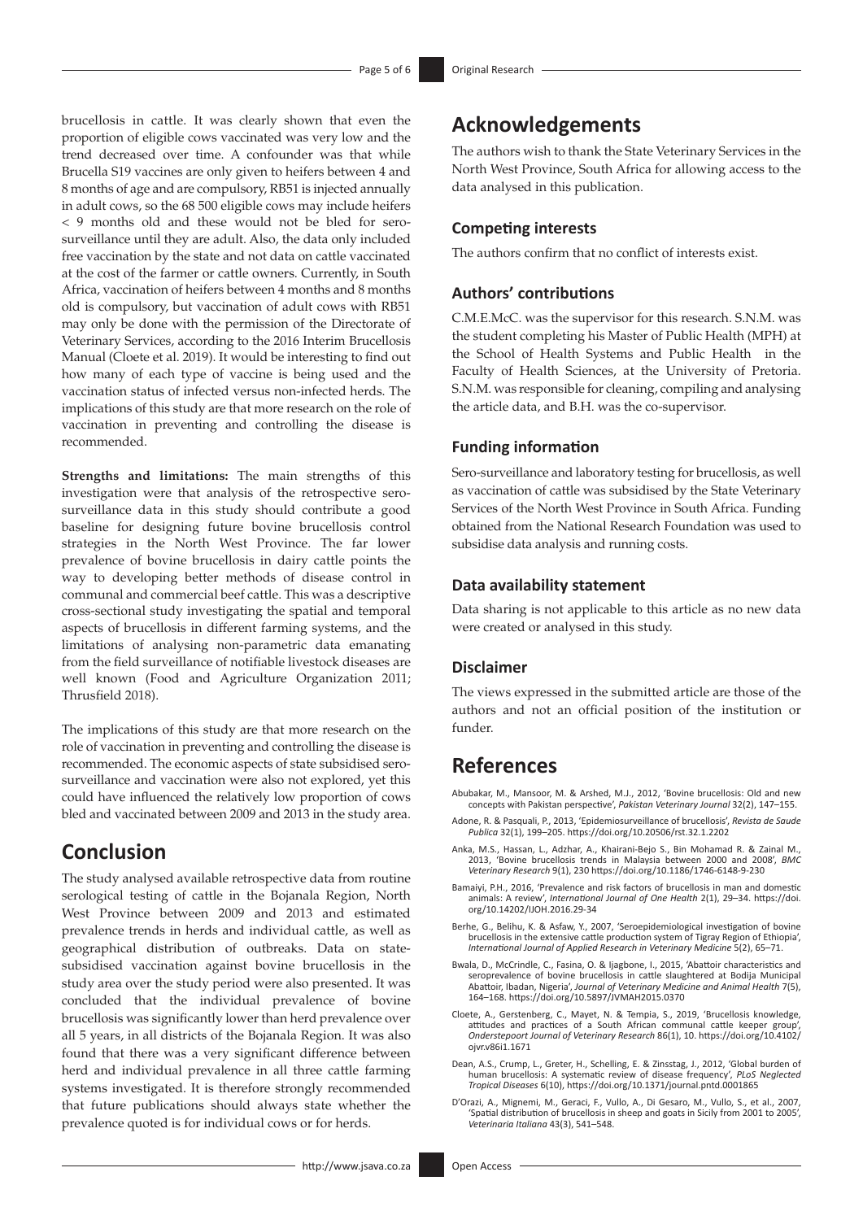brucellosis in cattle. It was clearly shown that even the proportion of eligible cows vaccinated was very low and the trend decreased over time. A confounder was that while Brucella S19 vaccines are only given to heifers between 4 and 8 months of age and are compulsory, RB51 is injected annually in adult cows, so the 68 500 eligible cows may include heifers < 9 months old and these would not be bled for sero-surveillance until they are adult. Also, the data only included free vaccination by the state and not data on cattle vaccinated at the cost of the farmer or cattle owners. Currently, in South Africa, vaccination of heifers between 4 months and 8 months old is compulsory, but vaccination of adult cows with RB51 may only be done with the permission of the Directorate of Veterinary Services, according to the 2016 Interim Brucellosis Manual (Cloete et al. 2019). It would be interesting to find out how many of each type of vaccine is being used and the vaccination status of infected versus non-infected herds. The implications of this study are that more research on the role of vaccination in preventing and controlling the disease is recommended.

**Strengths and limitations:** The main strengths of this investigation were that analysis of the retrospective sero-surveillance data in this study should contribute a good baseline for designing future bovine brucellosis control strategies in the North West Province. The far lower prevalence of bovine brucellosis in dairy cattle points the way to developing better methods of disease control in communal and commercial beef cattle. This was a descriptive cross-sectional study investigating the spatial and temporal aspects of brucellosis in different farming systems, and the limitations of analysing non-parametric data emanating from the field surveillance of notifiable livestock diseases are well known (Food and Agriculture Organization 2011; Thrusfield 2018).

The implications of this study are that more research on the role of vaccination in preventing and controlling the disease is recommended. The economic aspects of state subsidised sero-surveillance and vaccination were also not explored, yet this could have influenced the relatively low proportion of cows bled and vaccinated between 2009 and 2013 in the study area.

# Conclusion

The study analysed available retrospective data from routine serological testing of cattle in the Bojanala Region, North West Province between 2009 and 2013 and estimated prevalence trends in herds and individual cattle, as well as geographical distribution of outbreaks. Data on state-subsidised vaccination against bovine brucellosis in the study area over the study period were also presented. It was concluded that the individual prevalence of bovine brucellosis was significantly lower than herd prevalence over all 5 years, in all districts of the Bojanala Region. It was also found that there was a very significant difference between herd and individual prevalence in all three cattle farming systems investigated. It is therefore strongly recommended that future publications should always state whether the prevalence quoted is for individual cows or for herds.

# Acknowledgements

The authors wish to thank the State Veterinary Services in the North West Province, South Africa for allowing access to the data analysed in this publication.

### Competing interests

The authors confirm that no conflict of interests exist.

### Authors' contributions

C.M.E.McC. was the supervisor for this research. S.N.M. was the student completing his Master of Public Health (MPH) at the School of Health Systems and Public Health in the Faculty of Health Sciences, at the University of Pretoria. S.N.M. was responsible for cleaning, compiling and analysing the article data, and B.H. was the co-supervisor.

### Funding information

Sero-surveillance and laboratory testing for brucellosis, as well as vaccination of cattle was subsidised by the State Veterinary Services of the North West Province in South Africa. Funding obtained from the National Research Foundation was used to subsidise data analysis and running costs.

### Data availability statement

Data sharing is not applicable to this article as no new data were created or analysed in this study.

### Disclaimer

The views expressed in the submitted article are those of the authors and not an official position of the institution or funder.

# References

Abubakar, M., Mansoor, M. & Arshed, M.J., 2012, 'Bovine brucellosis: Old and new concepts with Pakistan perspective', *Pakistan Veterinary Journal* 32(2), 147–155.

Adone, R. & Pasquali, P., 2013, 'Epidemiosurveillance of brucellosis', *Revista de Saude Publica* 32(1), 199–205. https://doi.org/10.20506/rst.32.1.2202

Anka, M.S., Hassan, L., Adzhar, A., Khairani-Bejo S., Bin Mohamad R. & Zainal M., 2013, 'Bovine brucellosis trends in Malaysia between 2000 and 2008', *BMC Veterinary Research* 9(1), 230 https://doi.org/10.1186/1746-6148-9-230

Bamaiyi, P.H., 2016, 'Prevalence and risk factors of brucellosis in man and domestic animals: A review', *International Journal of One Health* 2(1), 29–34. https://doi.org/10.14202/IJOH.2016.29-34

Berhe, G., Belihu, K. & Asfaw, Y., 2007, 'Seroepidemiological investigation of bovine brucellosis in the extensive cattle production system of Tigray Region of Ethiopia', *International Journal of Applied Research in Veterinary Medicine* 5(2), 65–71.

Bwala, D., McCrindle, C., Fasina, O. & Ijagbone, I., 2015, 'Abattoir characteristics and seroprevalence of bovine brucellosis in cattle slaughtered at Bodija Municipal Abattoir, Ibadan, Nigeria', *Journal of Veterinary Medicine and Animal Health* 7(5), 164–168. https://doi.org/10.5897/JVMAH2015.0370

Cloete, A., Gerstenberg, C., Mayet, N. & Tempia, S., 2019, 'Brucellosis knowledge, attitudes and practices of a South African communal cattle keeper group', *Onderstepoort Journal of Veterinary Research* 86(1), 10. https://doi.org/10.4102/ojvr.v86i1.1671

Dean, A.S., Crump, L., Greter, H., Schelling, E. & Zinsstag, J., 2012, 'Global burden of human brucellosis: A systematic review of disease frequency', *PLoS Neglected Tropical Diseases* 6(10), https://doi.org/10.1371/journal.pntd.0001865

D'Orazi, A., Mignemi, M., Geraci, F., Vullo, A., Di Gesaro, M., Vullo, S., et al., 2007, 'Spatial distribution of brucellosis in sheep and goats in Sicily from 2001 to 2005', *Veterinaria Italiana* 43(3), 541–548.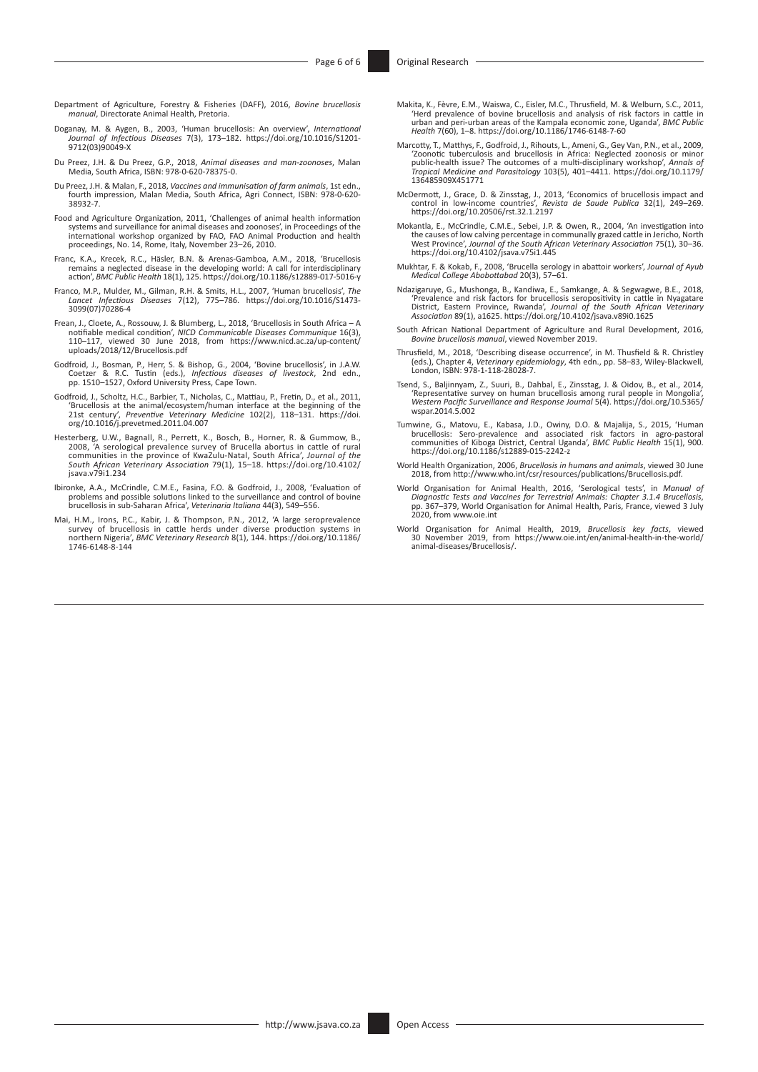Department of Agriculture, Forestry & Fisheries (DAFF), 2016, *Bovine brucellosis manual*, Directorate Animal Health, Pretoria.

Doganay, M. & Aygen, B., 2003, 'Human brucellosis: An overview', *International Journal of Infectious Diseases* 7(3), 173–182. https://doi.org/10.1016/S1201-9712(03)90049-X

Du Preez, J.H. & Du Preez, G.P., 2018, *Animal diseases and man-zoonoses*, Malan Media, South Africa, ISBN: 978-0-620-78375-0.

Du Preez, J.H. & Malan, F., 2018, *Vaccines and immunisation of farm animals*, 1st edn., fourth impression, Malan Media, South Africa, Agri Connect, ISBN: 978-0-620-38932-7.

Food and Agriculture Organization, 2011, 'Challenges of animal health information systems and surveillance for animal diseases and zoonoses', in Proceedings of the international workshop organized by FAO, FAO Animal Production and health proceedings, No. 14, Rome, Italy, November 23–26, 2010.

Franc, K.A., Krecek, R.C., Häsler, B.N. & Arenas-Gamboa, A.M., 2018, 'Brucellosis remains a neglected disease in the developing world: A call for interdisciplinary action', *BMC Public Health* 18(1), 125. https://doi.org/10.1186/s12889-017-5016-y

Franco, M.P., Mulder, M., Gilman, R.H. & Smits, H.L., 2007, 'Human brucellosis', *The Lancet Infectious Diseases* 7(12), 775–786. https://doi.org/10.1016/S1473-3099(07)70286-4

Frean, J., Cloete, A., Rossouw, J. & Blumberg, L., 2018, 'Brucellosis in South Africa – A notifiable medical condition', *NICD Communicable Diseases Communique* 16(3), 110–117, viewed 30 June 2018, from https://www.nicd.ac.za/up-content/uploads/2018/12/Brucellosis.pdf

Godfroid, J., Bosman, P., Herr, S. & Bishop, G., 2004, 'Bovine brucellosis', in J.A.W. Coetzer & R.C. Tustin (eds.), *Infectious diseases of livestock*, 2nd edn., pp. 1510–1527, Oxford University Press, Cape Town.

Godfroid, J., Scholtz, H.C., Barbier, T., Nicholas, C., Mattiau, P., Fretin, D., et al., 2011, 'Brucellosis at the animal/ecosystem/human interface at the beginning of the 21st century', *Preventive Veterinary Medicine* 102(2), 118–131. https://doi.org/10.1016/j.prevetmed.2011.04.007

Hesterberg, U.W., Bagnall, R., Perrett, K., Bosch, B., Horner, R. & Gummow, B., 2008, 'A serological prevalence survey of Brucella abortus in cattle of rural communities in the province of KwaZulu-Natal, South Africa', *Journal of the South African Veterinary Association* 79(1), 15–18. https://doi.org/10.4102/jsava.v79i1.234

Ibironke, A.A., McCrindle, C.M.E., Fasina, F.O. & Godfroid, J., 2008, 'Evaluation of problems and possible solutions linked to the surveillance and control of bovine brucellosis in sub-Saharan Africa', *Veterinaria Italiana* 44(3), 549–556.

Mai, H.M., Irons, P.C., Kabir, J. & Thompson, P.N., 2012, 'A large seroprevalence survey of brucellosis in cattle herds under diverse production systems in northern Nigeria', *BMC Veterinary Research* 8(1), 144. https://doi.org/10.1186/1746-6148-8-144

Makita, K., Fèvre, E.M., Waiswa, C., Eisler, M.C., Thrusfield, M. & Welburn, S.C., 2011, 'Herd prevalence of bovine brucellosis and analysis of risk factors in cattle in urban and peri-urban areas of the Kampala economic zone, Uganda', *BMC Public Health* 7(60), 1–8. https://doi.org/10.1186/1746-6148-7-60

Marcotty, T., Matthys, F., Godfroid, J., Rihouts, L., Ameni, G., Gey Van, P.N., et al., 2009, 'Zoonotic tuberculosis and brucellosis in Africa: Neglected zoonosis or minor public-health issue? The outcomes of a multi-disciplinary workshop', *Annals of Tropical Medicine and Parasitology* 103(5), 401–4411. https://doi.org/10.1179/136485909X451771

McDermott, J., Grace, D. & Zinsstag, J., 2013, 'Economics of brucellosis impact and control in low-income countries', *Revista de Saude Publica* 32(1), 249–269. https://doi.org/10.20506/rst.32.1.2197

Mokantla, E., McCrindle, C.M.E., Sebei, J.P. & Owen, R., 2004, 'An investigation into the causes of low calving percentage in communally grazed cattle in Jericho, North West Province', *Journal of the South African Veterinary Association* 75(1), 30–36. https://doi.org/10.4102/jsava.v75i1.445

Mukhtar, F. & Kokab, F., 2008, 'Brucella serology in abattoir workers', *Journal of Ayub Medical College Abobottabad* 20(3), 57–61.

Ndazigaruye, G., Mushonga, B., Kandiwa, E., Samkange, A. & Segwagwe, B.E., 2018, 'Prevalence and risk factors for brucellosis seropositivity in cattle in Nyagatare District, Eastern Province, Rwanda', *Journal of the South African Veterinary Association* 89(1), a1625. https://doi.org/10.4102/jsava.v89i0.1625

South African National Department of Agriculture and Rural Development, 2016, *Bovine brucellosis manual*, viewed November 2019.

Thrusfield, M., 2018, 'Describing disease occurrence', in M. Thusfield & R. Christley (eds.), Chapter 4, *Veterinary epidemiology*, 4th edn., pp. 58–83, Wiley-Blackwell, London, ISBN: 978-1-118-28028-7.

Tsend, S., Baljinnyam, Z., Suuri, B., Dahbal, E., Zinsstag, J. & Oidov, B., et al., 2014, 'Representative survey on human brucellosis among rural people in Mongolia', *Western Pacific Surveillance and Response Journal* 5(4). https://doi.org/10.5365/wspar.2014.5.002

Tumwine, G., Matovu, E., Kabasa, J.D., Owiny, D.O. & Majalija, S., 2015, 'Human brucellosis: Sero-prevalence and associated risk factors in agro-pastoral communities of Kiboga District, Central Uganda', *BMC Public Health* 15(1), 900. https://doi.org/10.1186/s12889-015-2242-z

World Health Organization, 2006, *Brucellosis in humans and animals*, viewed 30 June 2018, from http://www.who.int/csr/resources/publications/Brucellosis.pdf.

World Organisation for Animal Health, 2016, 'Serological tests', in *Manual of Diagnostic Tests and Vaccines for Terrestrial Animals: Chapter 3.1.4 Brucellosis*, pp. 367–379, World Organisation for Animal Health, Paris, France, viewed 3 July 2020, from www.oie.int

World Organisation for Animal Health, 2019, *Brucellosis key facts*, viewed 30 November 2019, from https://www.oie.int/en/animal-health-in-the-world/animal-diseases/Brucellosis/.